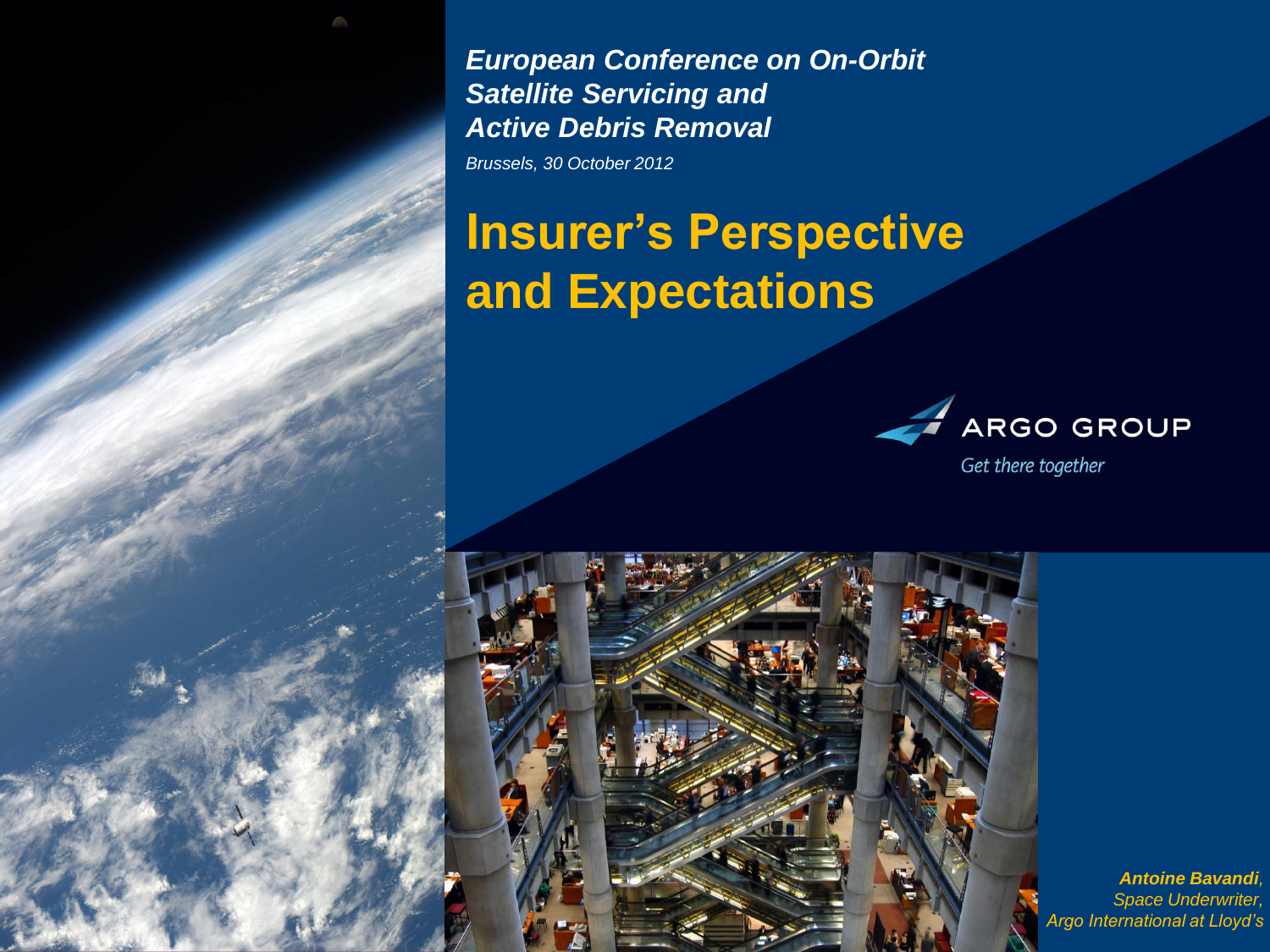*European Conference on On-Orbit Satellite Servicing and Active Debris Removal*

*Brussels, 30 October 2012*

# Insurer's Perspective and Expectations

ARGO GROUP

*Get there together*

***Antoine Bavandi**,*
*Space Underwriter,*
*Argo International at Lloyd's*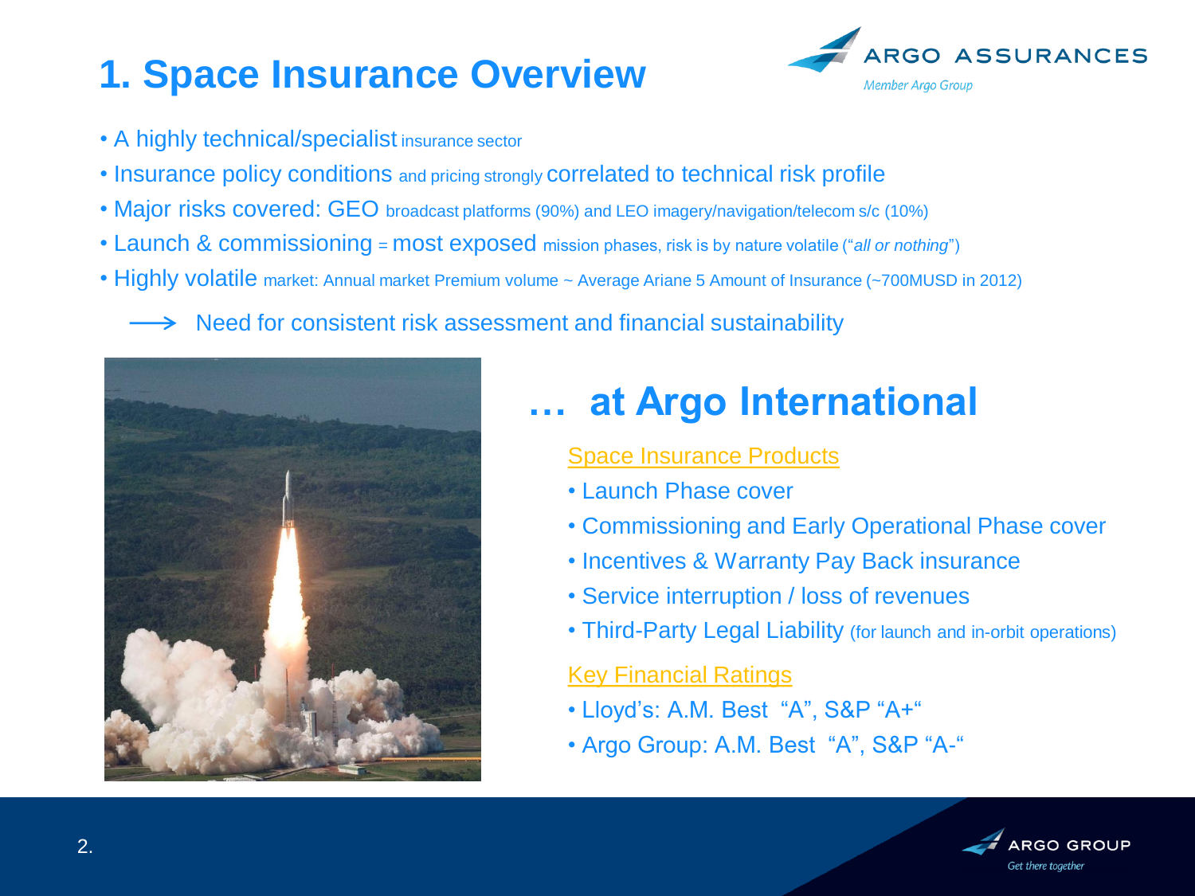# 1. Space Insurance Overview

- A highly technical/specialist insurance sector
- Insurance policy conditions and pricing strongly correlated to technical risk profile
- Major risks covered: GEO broadcast platforms (90%) and LEO imagery/navigation/telecom s/c (10%)
- Launch & commissioning = most exposed mission phases, risk is by nature volatile ("*all or nothing*")
- Highly volatile market: Annual market Premium volume ~ Average Ariane 5 Amount of Insurance (~700MUSD in 2012)

⟶ Need for consistent risk assessment and financial sustainability

## … at Argo International

Space Insurance Products

- Launch Phase cover
- Commissioning and Early Operational Phase cover
- Incentives & Warranty Pay Back insurance
- Service interruption / loss of revenues
- Third-Party Legal Liability (for launch and in-orbit operations)

Key Financial Ratings

- Lloyd's: A.M. Best "A", S&P "A+"
- Argo Group: A.M. Best "A", S&P "A-"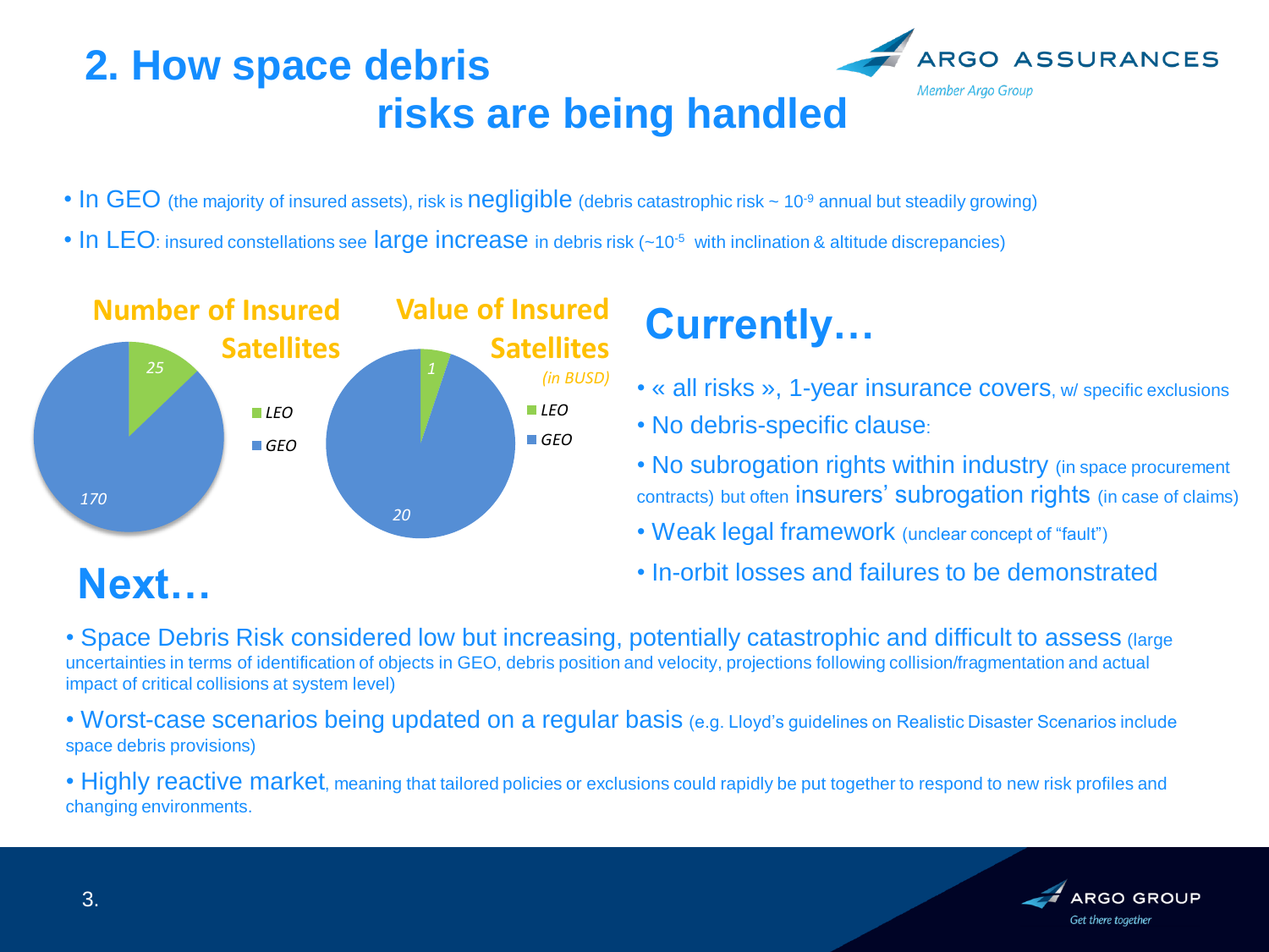# 2. How space debris risks are being handled

- In GEO (the majority of insured assets), risk is negligible (debris catastrophic risk ~ $10^{-9}$ annual but steadily growing)
- In LEO: insured constellations see large increase in debris risk (~$10^{-5}$ with inclination & altitude discrepancies)

**Number of Insured Satellites**

| | Number |
|---|---|
| LEO | 25 |
| GEO | 170 |

**Value of Insured Satellites** *(in BUSD)*

| | Value |
|---|---|
| LEO | 1 |
| GEO | 20 |

## Currently…

- « all risks », 1-year insurance covers, w/ specific exclusions
- No debris-specific clause:
- No subrogation rights within industry (in space procurement contracts) but often insurers' subrogation rights (in case of claims)
- Weak legal framework (unclear concept of "fault")
- In-orbit losses and failures to be demonstrated

## Next…

- Space Debris Risk considered low but increasing, potentially catastrophic and difficult to assess (large uncertainties in terms of identification of objects in GEO, debris position and velocity, projections following collision/fragmentation and actual impact of critical collisions at system level)
- Worst-case scenarios being updated on a regular basis (e.g. Lloyd's guidelines on Realistic Disaster Scenarios include space debris provisions)
- Highly reactive market, meaning that tailored policies or exclusions could rapidly be put together to respond to new risk profiles and changing environments.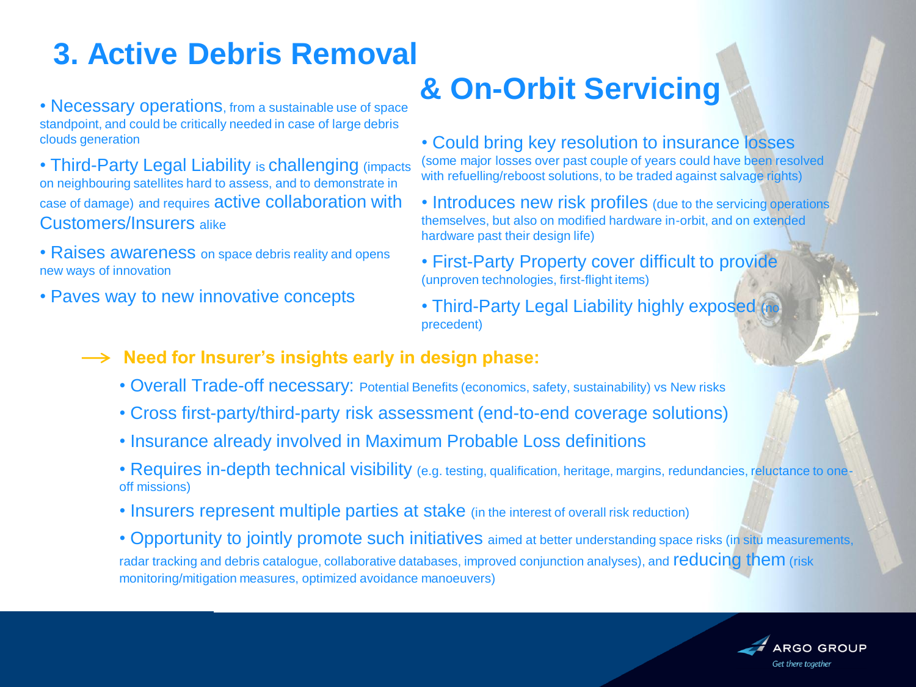# 3. Active Debris Removal & On-Orbit Servicing

- Necessary operations, from a sustainable use of space standpoint, and could be critically needed in case of large debris clouds generation
- Third-Party Legal Liability is challenging (impacts on neighbouring satellites hard to assess, and to demonstrate in case of damage) and requires active collaboration with Customers/Insurers alike
- Raises awareness on space debris reality and opens new ways of innovation
- Paves way to new innovative concepts

- Could bring key resolution to insurance losses (some major losses over past couple of years could have been resolved with refuelling/reboost solutions, to be traded against salvage rights)
- Introduces new risk profiles (due to the servicing operations themselves, but also on modified hardware in-orbit, and on extended hardware past their design life)
- First-Party Property cover difficult to provide (unproven technologies, first-flight items)
- Third-Party Legal Liability highly exposed (no precedent)

→ **Need for Insurer's insights early in design phase:**

- Overall Trade-off necessary: Potential Benefits (economics, safety, sustainability) vs New risks
- Cross first-party/third-party risk assessment (end-to-end coverage solutions)
- Insurance already involved in Maximum Probable Loss definitions
- Requires in-depth technical visibility (e.g. testing, qualification, heritage, margins, redundancies, reluctance to one-off missions)
- Insurers represent multiple parties at stake (in the interest of overall risk reduction)
- Opportunity to jointly promote such initiatives aimed at better understanding space risks (in situ measurements, radar tracking and debris catalogue, collaborative databases, improved conjunction analyses), and reducing them (risk monitoring/mitigation measures, optimized avoidance manoeuvers)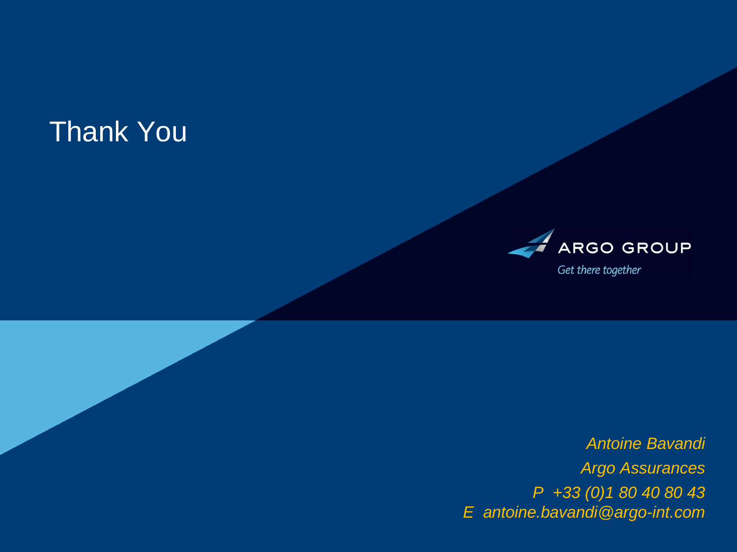# Thank You

ARGO GROUP

Get there together

*Antoine Bavandi*

*Argo Assurances*

*P +33 (0)1 80 40 80 43*

*E antoine.bavandi@argo-int.com*